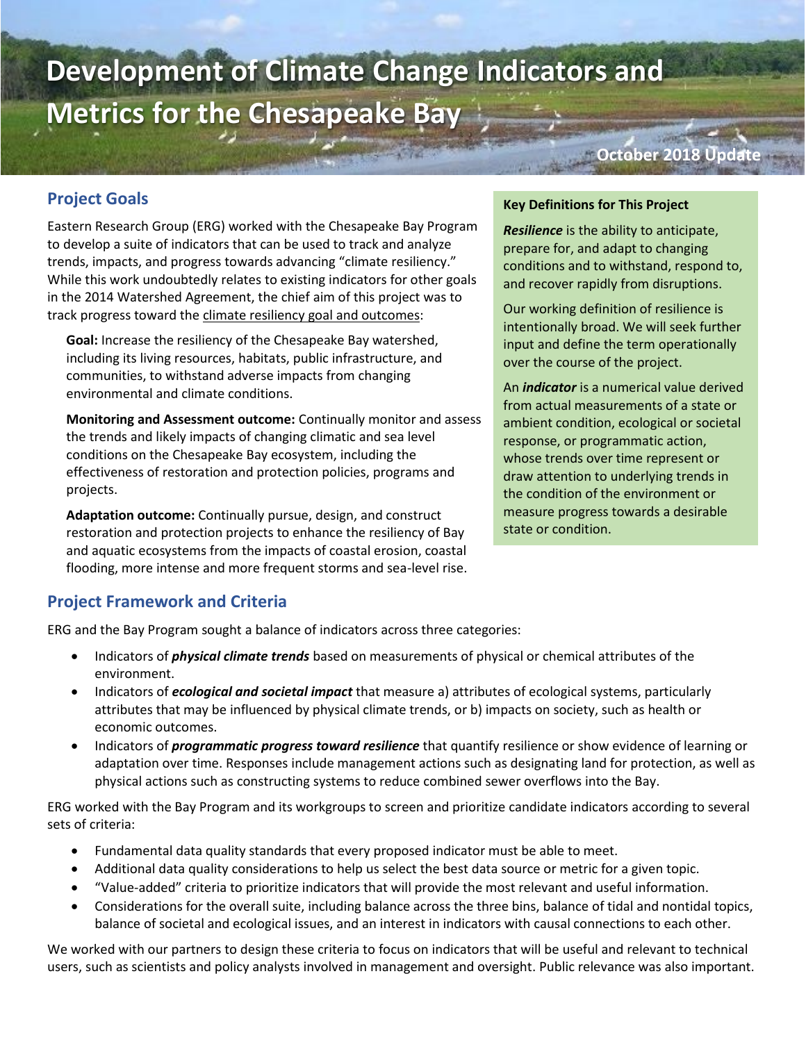# Development of Climate Change Indicators and Metrics for the Chesapeake Bay

October 2018 Update

## Project Goals

Eastern Research Group (ERG) worked with the Chesapeake Bay Program to develop a suite of indicators that can be used to track and analyze trends, impacts, and progress towards advancing "climate resiliency." While this work undoubtedly relates to existing indicators for other goals in the 2014 Watershed Agreement, the chief aim of this project was to track progress toward the climate resiliency goal and outcomes:

**Goal:** Increase the resiliency of the Chesapeake Bay watershed, including its living resources, habitats, public infrastructure, and communities, to withstand adverse impacts from changing environmental and climate conditions.

**Monitoring and Assessment outcome:** Continually monitor and assess the trends and likely impacts of changing climatic and sea level conditions on the Chesapeake Bay ecosystem, including the effectiveness of restoration and protection policies, programs and projects.

**Adaptation outcome:** Continually pursue, design, and construct restoration and protection projects to enhance the resiliency of Bay and aquatic ecosystems from the impacts of coastal erosion, coastal flooding, more intense and more frequent storms and sea-level rise.

**Key Definitions for This Project**

***Resilience*** is the ability to anticipate, prepare for, and adapt to changing conditions and to withstand, respond to, and recover rapidly from disruptions.

Our working definition of resilience is intentionally broad. We will seek further input and define the term operationally over the course of the project.

An ***indicator*** is a numerical value derived from actual measurements of a state or ambient condition, ecological or societal response, or programmatic action, whose trends over time represent or draw attention to underlying trends in the condition of the environment or measure progress towards a desirable state or condition.

## Project Framework and Criteria

ERG and the Bay Program sought a balance of indicators across three categories:

- Indicators of ***physical climate trends*** based on measurements of physical or chemical attributes of the environment.
- Indicators of ***ecological and societal impact*** that measure a) attributes of ecological systems, particularly attributes that may be influenced by physical climate trends, or b) impacts on society, such as health or economic outcomes.
- Indicators of ***programmatic progress toward resilience*** that quantify resilience or show evidence of learning or adaptation over time. Responses include management actions such as designating land for protection, as well as physical actions such as constructing systems to reduce combined sewer overflows into the Bay.

ERG worked with the Bay Program and its workgroups to screen and prioritize candidate indicators according to several sets of criteria:

- Fundamental data quality standards that every proposed indicator must be able to meet.
- Additional data quality considerations to help us select the best data source or metric for a given topic.
- "Value-added" criteria to prioritize indicators that will provide the most relevant and useful information.
- Considerations for the overall suite, including balance across the three bins, balance of tidal and nontidal topics, balance of societal and ecological issues, and an interest in indicators with causal connections to each other.

We worked with our partners to design these criteria to focus on indicators that will be useful and relevant to technical users, such as scientists and policy analysts involved in management and oversight. Public relevance was also important.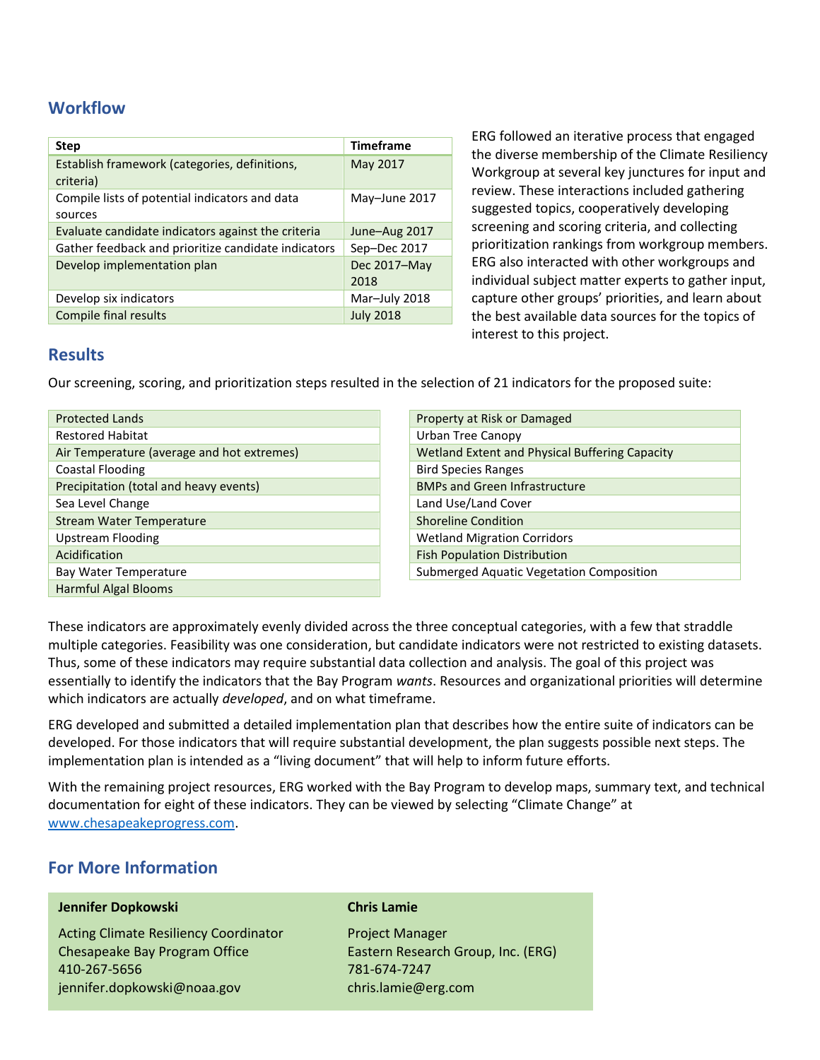## Workflow

| Step | Timeframe |
|---|---|
| Establish framework (categories, definitions, criteria) | May 2017 |
| Compile lists of potential indicators and data sources | May–June 2017 |
| Evaluate candidate indicators against the criteria | June–Aug 2017 |
| Gather feedback and prioritize candidate indicators | Sep–Dec 2017 |
| Develop implementation plan | Dec 2017–May 2018 |
| Develop six indicators | Mar–July 2018 |
| Compile final results | July 2018 |

ERG followed an iterative process that engaged the diverse membership of the Climate Resiliency Workgroup at several key junctures for input and review. These interactions included gathering suggested topics, cooperatively developing screening and scoring criteria, and collecting prioritization rankings from workgroup members. ERG also interacted with other workgroups and individual subject matter experts to gather input, capture other groups' priorities, and learn about the best available data sources for the topics of interest to this project.

## Results

Our screening, scoring, and prioritization steps resulted in the selection of 21 indicators for the proposed suite:

| |
|---|
| Protected Lands |
| Restored Habitat |
| Air Temperature (average and hot extremes) |
| Coastal Flooding |
| Precipitation (total and heavy events) |
| Sea Level Change |
| Stream Water Temperature |
| Upstream Flooding |
| Acidification |
| Bay Water Temperature |
| Harmful Algal Blooms |

| |
|---|
| Property at Risk or Damaged |
| Urban Tree Canopy |
| Wetland Extent and Physical Buffering Capacity |
| Bird Species Ranges |
| BMPs and Green Infrastructure |
| Land Use/Land Cover |
| Shoreline Condition |
| Wetland Migration Corridors |
| Fish Population Distribution |
| Submerged Aquatic Vegetation Composition |

These indicators are approximately evenly divided across the three conceptual categories, with a few that straddle multiple categories. Feasibility was one consideration, but candidate indicators were not restricted to existing datasets. Thus, some of these indicators may require substantial data collection and analysis. The goal of this project was essentially to identify the indicators that the Bay Program *wants*. Resources and organizational priorities will determine which indicators are actually *developed*, and on what timeframe.

ERG developed and submitted a detailed implementation plan that describes how the entire suite of indicators can be developed. For those indicators that will require substantial development, the plan suggests possible next steps. The implementation plan is intended as a "living document" that will help to inform future efforts.

With the remaining project resources, ERG worked with the Bay Program to develop maps, summary text, and technical documentation for eight of these indicators. They can be viewed by selecting "Climate Change" at www.chesapeakeprogress.com.

## For More Information

**Jennifer Dopkowski**

Acting Climate Resiliency Coordinator
Chesapeake Bay Program Office
410-267-5656
jennifer.dopkowski@noaa.gov

**Chris Lamie**

Project Manager
Eastern Research Group, Inc. (ERG)
781-674-7247
chris.lamie@erg.com